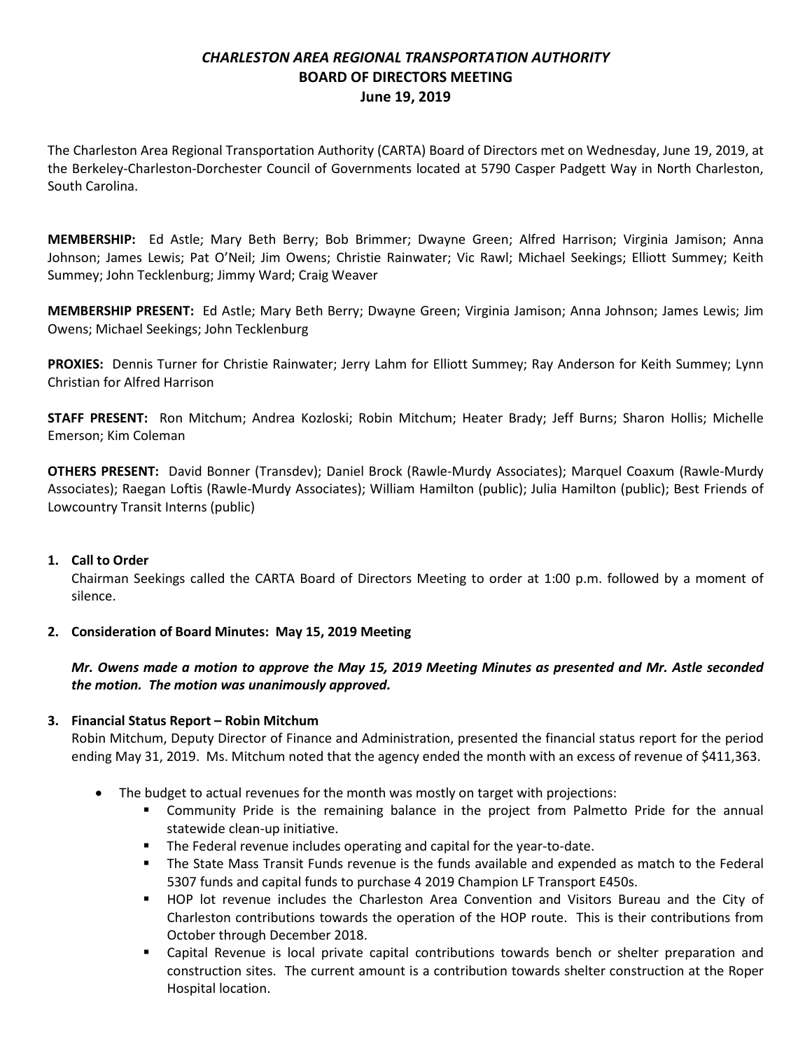# *CHARLESTON AREA REGIONAL TRANSPORTATION AUTHORITY*
## BOARD OF DIRECTORS MEETING
### June 19, 2019

The Charleston Area Regional Transportation Authority (CARTA) Board of Directors met on Wednesday, June 19, 2019, at the Berkeley-Charleston-Dorchester Council of Governments located at 5790 Casper Padgett Way in North Charleston, South Carolina.

**MEMBERSHIP:** Ed Astle; Mary Beth Berry; Bob Brimmer; Dwayne Green; Alfred Harrison; Virginia Jamison; Anna Johnson; James Lewis; Pat O'Neil; Jim Owens; Christie Rainwater; Vic Rawl; Michael Seekings; Elliott Summey; Keith Summey; John Tecklenburg; Jimmy Ward; Craig Weaver

**MEMBERSHIP PRESENT:** Ed Astle; Mary Beth Berry; Dwayne Green; Virginia Jamison; Anna Johnson; James Lewis; Jim Owens; Michael Seekings; John Tecklenburg

**PROXIES:** Dennis Turner for Christie Rainwater; Jerry Lahm for Elliott Summey; Ray Anderson for Keith Summey; Lynn Christian for Alfred Harrison

**STAFF PRESENT:** Ron Mitchum; Andrea Kozloski; Robin Mitchum; Heater Brady; Jeff Burns; Sharon Hollis; Michelle Emerson; Kim Coleman

**OTHERS PRESENT:** David Bonner (Transdev); Daniel Brock (Rawle-Murdy Associates); Marquel Coaxum (Rawle-Murdy Associates); Raegan Loftis (Rawle-Murdy Associates); William Hamilton (public); Julia Hamilton (public); Best Friends of Lowcountry Transit Interns (public)

1. **Call to Order**
   Chairman Seekings called the CARTA Board of Directors Meeting to order at 1:00 p.m. followed by a moment of silence.

2. **Consideration of Board Minutes: May 15, 2019 Meeting**

   ***Mr. Owens made a motion to approve the May 15, 2019 Meeting Minutes as presented and Mr. Astle seconded the motion. The motion was unanimously approved.***

3. **Financial Status Report – Robin Mitchum**
   Robin Mitchum, Deputy Director of Finance and Administration, presented the financial status report for the period ending May 31, 2019. Ms. Mitchum noted that the agency ended the month with an excess of revenue of $411,363.

   - The budget to actual revenues for the month was mostly on target with projections:
     - Community Pride is the remaining balance in the project from Palmetto Pride for the annual statewide clean-up initiative.
     - The Federal revenue includes operating and capital for the year-to-date.
     - The State Mass Transit Funds revenue is the funds available and expended as match to the Federal 5307 funds and capital funds to purchase 4 2019 Champion LF Transport E450s.
     - HOP lot revenue includes the Charleston Area Convention and Visitors Bureau and the City of Charleston contributions towards the operation of the HOP route. This is their contributions from October through December 2018.
     - Capital Revenue is local private capital contributions towards bench or shelter preparation and construction sites. The current amount is a contribution towards shelter construction at the Roper Hospital location.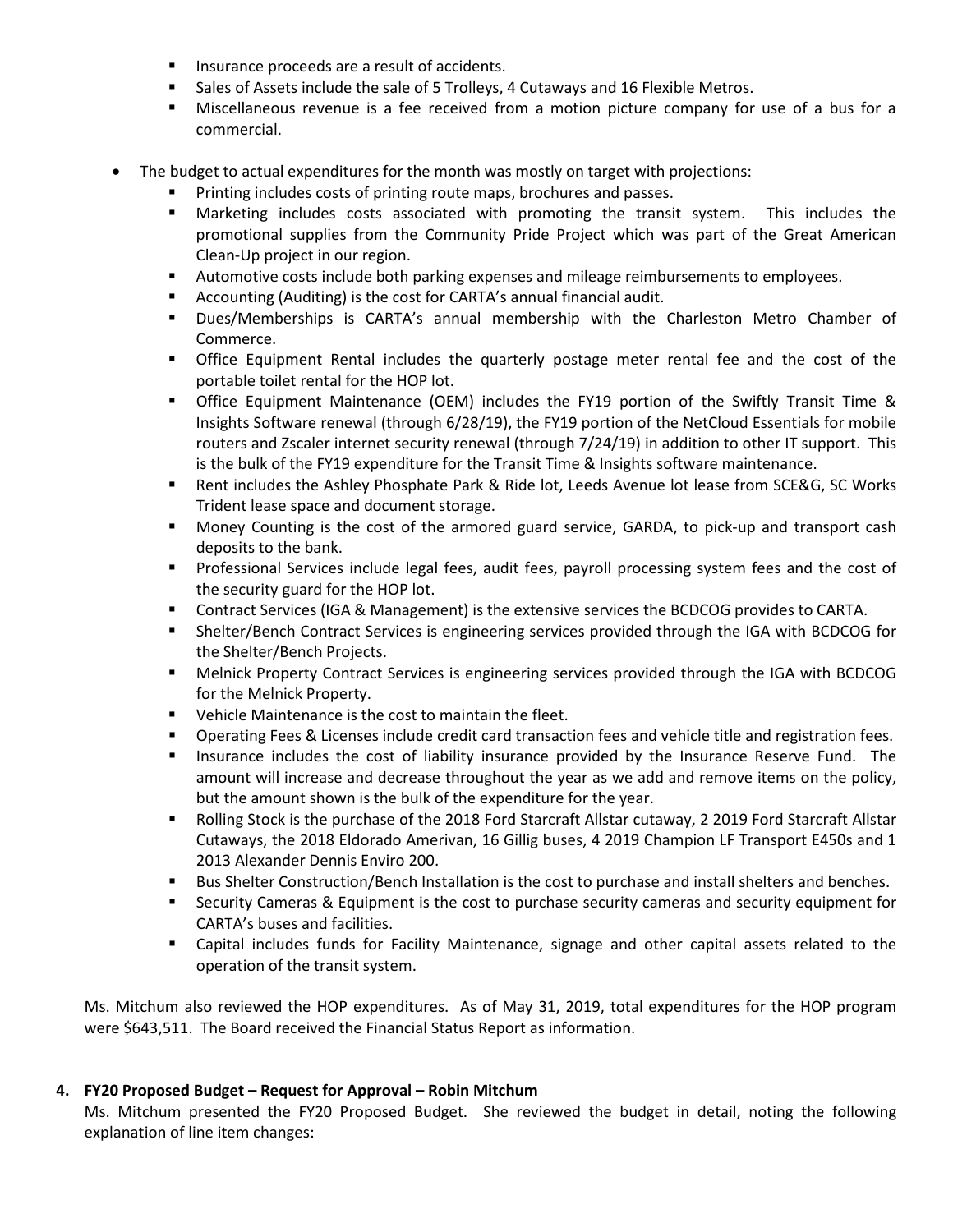- Insurance proceeds are a result of accidents.
  - Sales of Assets include the sale of 5 Trolleys, 4 Cutaways and 16 Flexible Metros.
  - Miscellaneous revenue is a fee received from a motion picture company for use of a bus for a commercial.

- The budget to actual expenditures for the month was mostly on target with projections:
  - Printing includes costs of printing route maps, brochures and passes.
  - Marketing includes costs associated with promoting the transit system. This includes the promotional supplies from the Community Pride Project which was part of the Great American Clean-Up project in our region.
  - Automotive costs include both parking expenses and mileage reimbursements to employees.
  - Accounting (Auditing) is the cost for CARTA's annual financial audit.
  - Dues/Memberships is CARTA's annual membership with the Charleston Metro Chamber of Commerce.
  - Office Equipment Rental includes the quarterly postage meter rental fee and the cost of the portable toilet rental for the HOP lot.
  - Office Equipment Maintenance (OEM) includes the FY19 portion of the Swiftly Transit Time & Insights Software renewal (through 6/28/19), the FY19 portion of the NetCloud Essentials for mobile routers and Zscaler internet security renewal (through 7/24/19) in addition to other IT support. This is the bulk of the FY19 expenditure for the Transit Time & Insights software maintenance.
  - Rent includes the Ashley Phosphate Park & Ride lot, Leeds Avenue lot lease from SCE&G, SC Works Trident lease space and document storage.
  - Money Counting is the cost of the armored guard service, GARDA, to pick-up and transport cash deposits to the bank.
  - Professional Services include legal fees, audit fees, payroll processing system fees and the cost of the security guard for the HOP lot.
  - Contract Services (IGA & Management) is the extensive services the BCDCOG provides to CARTA.
  - Shelter/Bench Contract Services is engineering services provided through the IGA with BCDCOG for the Shelter/Bench Projects.
  - Melnick Property Contract Services is engineering services provided through the IGA with BCDCOG for the Melnick Property.
  - Vehicle Maintenance is the cost to maintain the fleet.
  - Operating Fees & Licenses include credit card transaction fees and vehicle title and registration fees.
  - Insurance includes the cost of liability insurance provided by the Insurance Reserve Fund. The amount will increase and decrease throughout the year as we add and remove items on the policy, but the amount shown is the bulk of the expenditure for the year.
  - Rolling Stock is the purchase of the 2018 Ford Starcraft Allstar cutaway, 2 2019 Ford Starcraft Allstar Cutaways, the 2018 Eldorado Amerivan, 16 Gillig buses, 4 2019 Champion LF Transport E450s and 1 2013 Alexander Dennis Enviro 200.
  - Bus Shelter Construction/Bench Installation is the cost to purchase and install shelters and benches.
  - Security Cameras & Equipment is the cost to purchase security cameras and security equipment for CARTA's buses and facilities.
  - Capital includes funds for Facility Maintenance, signage and other capital assets related to the operation of the transit system.

Ms. Mitchum also reviewed the HOP expenditures. As of May 31, 2019, total expenditures for the HOP program were $643,511. The Board received the Financial Status Report as information.

**4. FY20 Proposed Budget – Request for Approval – Robin Mitchum**

Ms. Mitchum presented the FY20 Proposed Budget. She reviewed the budget in detail, noting the following explanation of line item changes: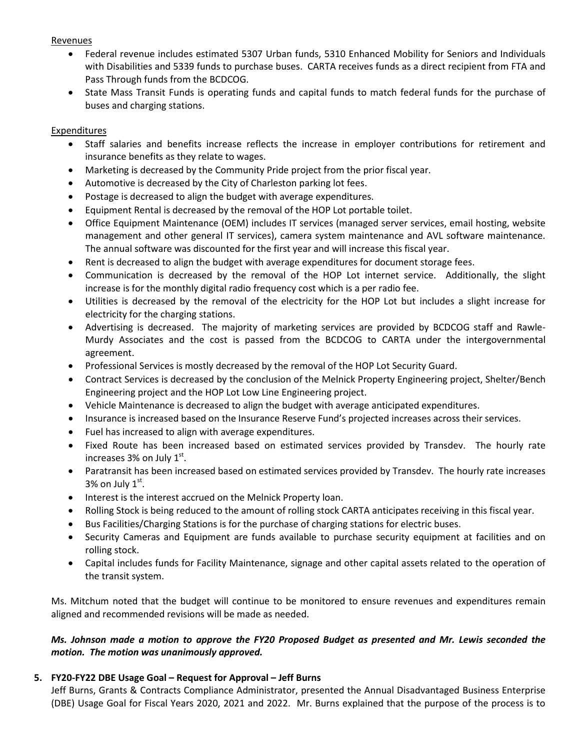Revenues

- Federal revenue includes estimated 5307 Urban funds, 5310 Enhanced Mobility for Seniors and Individuals with Disabilities and 5339 funds to purchase buses. CARTA receives funds as a direct recipient from FTA and Pass Through funds from the BCDCOG.
- State Mass Transit Funds is operating funds and capital funds to match federal funds for the purchase of buses and charging stations.

Expenditures

- Staff salaries and benefits increase reflects the increase in employer contributions for retirement and insurance benefits as they relate to wages.
- Marketing is decreased by the Community Pride project from the prior fiscal year.
- Automotive is decreased by the City of Charleston parking lot fees.
- Postage is decreased to align the budget with average expenditures.
- Equipment Rental is decreased by the removal of the HOP Lot portable toilet.
- Office Equipment Maintenance (OEM) includes IT services (managed server services, email hosting, website management and other general IT services), camera system maintenance and AVL software maintenance. The annual software was discounted for the first year and will increase this fiscal year.
- Rent is decreased to align the budget with average expenditures for document storage fees.
- Communication is decreased by the removal of the HOP Lot internet service. Additionally, the slight increase is for the monthly digital radio frequency cost which is a per radio fee.
- Utilities is decreased by the removal of the electricity for the HOP Lot but includes a slight increase for electricity for the charging stations.
- Advertising is decreased. The majority of marketing services are provided by BCDCOG staff and Rawle-Murdy Associates and the cost is passed from the BCDCOG to CARTA under the intergovernmental agreement.
- Professional Services is mostly decreased by the removal of the HOP Lot Security Guard.
- Contract Services is decreased by the conclusion of the Melnick Property Engineering project, Shelter/Bench Engineering project and the HOP Lot Low Line Engineering project.
- Vehicle Maintenance is decreased to align the budget with average anticipated expenditures.
- Insurance is increased based on the Insurance Reserve Fund's projected increases across their services.
- Fuel has increased to align with average expenditures.
- Fixed Route has been increased based on estimated services provided by Transdev. The hourly rate increases 3% on July 1st.
- Paratransit has been increased based on estimated services provided by Transdev. The hourly rate increases 3% on July 1st.
- Interest is the interest accrued on the Melnick Property loan.
- Rolling Stock is being reduced to the amount of rolling stock CARTA anticipates receiving in this fiscal year.
- Bus Facilities/Charging Stations is for the purchase of charging stations for electric buses.
- Security Cameras and Equipment are funds available to purchase security equipment at facilities and on rolling stock.
- Capital includes funds for Facility Maintenance, signage and other capital assets related to the operation of the transit system.

Ms. Mitchum noted that the budget will continue to be monitored to ensure revenues and expenditures remain aligned and recommended revisions will be made as needed.

***Ms. Johnson made a motion to approve the FY20 Proposed Budget as presented and Mr. Lewis seconded the motion. The motion was unanimously approved.***

**5. FY20-FY22 DBE Usage Goal – Request for Approval – Jeff Burns**

Jeff Burns, Grants & Contracts Compliance Administrator, presented the Annual Disadvantaged Business Enterprise (DBE) Usage Goal for Fiscal Years 2020, 2021 and 2022. Mr. Burns explained that the purpose of the process is to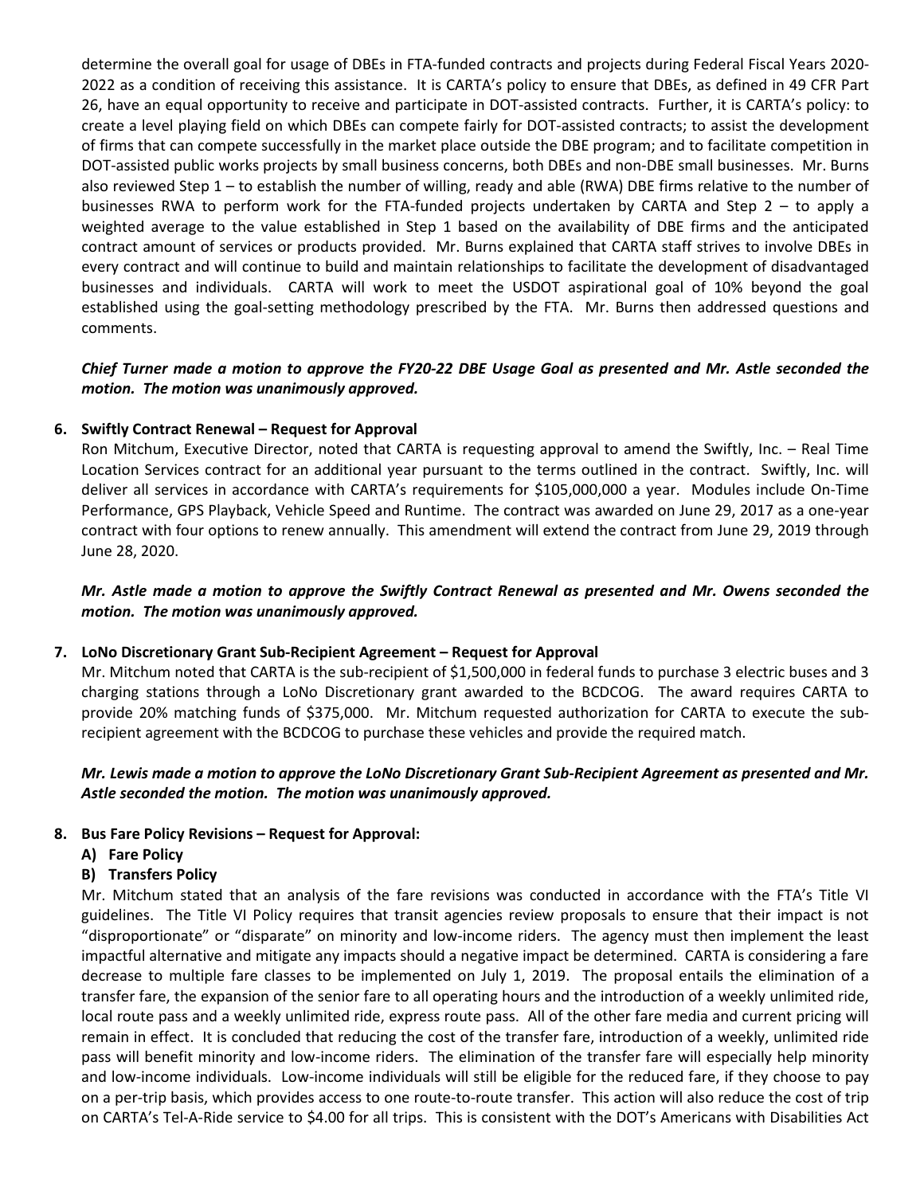determine the overall goal for usage of DBEs in FTA-funded contracts and projects during Federal Fiscal Years 2020-2022 as a condition of receiving this assistance. It is CARTA's policy to ensure that DBEs, as defined in 49 CFR Part 26, have an equal opportunity to receive and participate in DOT-assisted contracts. Further, it is CARTA's policy: to create a level playing field on which DBEs can compete fairly for DOT-assisted contracts; to assist the development of firms that can compete successfully in the market place outside the DBE program; and to facilitate competition in DOT-assisted public works projects by small business concerns, both DBEs and non-DBE small businesses. Mr. Burns also reviewed Step 1 – to establish the number of willing, ready and able (RWA) DBE firms relative to the number of businesses RWA to perform work for the FTA-funded projects undertaken by CARTA and Step 2 – to apply a weighted average to the value established in Step 1 based on the availability of DBE firms and the anticipated contract amount of services or products provided. Mr. Burns explained that CARTA staff strives to involve DBEs in every contract and will continue to build and maintain relationships to facilitate the development of disadvantaged businesses and individuals. CARTA will work to meet the USDOT aspirational goal of 10% beyond the goal established using the goal-setting methodology prescribed by the FTA. Mr. Burns then addressed questions and comments.

***Chief Turner made a motion to approve the FY20-22 DBE Usage Goal as presented and Mr. Astle seconded the motion. The motion was unanimously approved.***

**6. Swiftly Contract Renewal – Request for Approval**

Ron Mitchum, Executive Director, noted that CARTA is requesting approval to amend the Swiftly, Inc. – Real Time Location Services contract for an additional year pursuant to the terms outlined in the contract. Swiftly, Inc. will deliver all services in accordance with CARTA's requirements for $105,000,000 a year. Modules include On-Time Performance, GPS Playback, Vehicle Speed and Runtime. The contract was awarded on June 29, 2017 as a one-year contract with four options to renew annually. This amendment will extend the contract from June 29, 2019 through June 28, 2020.

***Mr. Astle made a motion to approve the Swiftly Contract Renewal as presented and Mr. Owens seconded the motion. The motion was unanimously approved.***

**7. LoNo Discretionary Grant Sub-Recipient Agreement – Request for Approval**

Mr. Mitchum noted that CARTA is the sub-recipient of $1,500,000 in federal funds to purchase 3 electric buses and 3 charging stations through a LoNo Discretionary grant awarded to the BCDCOG. The award requires CARTA to provide 20% matching funds of $375,000. Mr. Mitchum requested authorization for CARTA to execute the sub-recipient agreement with the BCDCOG to purchase these vehicles and provide the required match.

***Mr. Lewis made a motion to approve the LoNo Discretionary Grant Sub-Recipient Agreement as presented and Mr. Astle seconded the motion. The motion was unanimously approved.***

**8. Bus Fare Policy Revisions – Request for Approval:**

**A) Fare Policy**

**B) Transfers Policy**

Mr. Mitchum stated that an analysis of the fare revisions was conducted in accordance with the FTA's Title VI guidelines. The Title VI Policy requires that transit agencies review proposals to ensure that their impact is not "disproportionate" or "disparate" on minority and low-income riders. The agency must then implement the least impactful alternative and mitigate any impacts should a negative impact be determined. CARTA is considering a fare decrease to multiple fare classes to be implemented on July 1, 2019. The proposal entails the elimination of a transfer fare, the expansion of the senior fare to all operating hours and the introduction of a weekly unlimited ride, local route pass and a weekly unlimited ride, express route pass. All of the other fare media and current pricing will remain in effect. It is concluded that reducing the cost of the transfer fare, introduction of a weekly, unlimited ride pass will benefit minority and low-income riders. The elimination of the transfer fare will especially help minority and low-income individuals. Low-income individuals will still be eligible for the reduced fare, if they choose to pay on a per-trip basis, which provides access to one route-to-route transfer. This action will also reduce the cost of trip on CARTA's Tel-A-Ride service to $4.00 for all trips. This is consistent with the DOT's Americans with Disabilities Act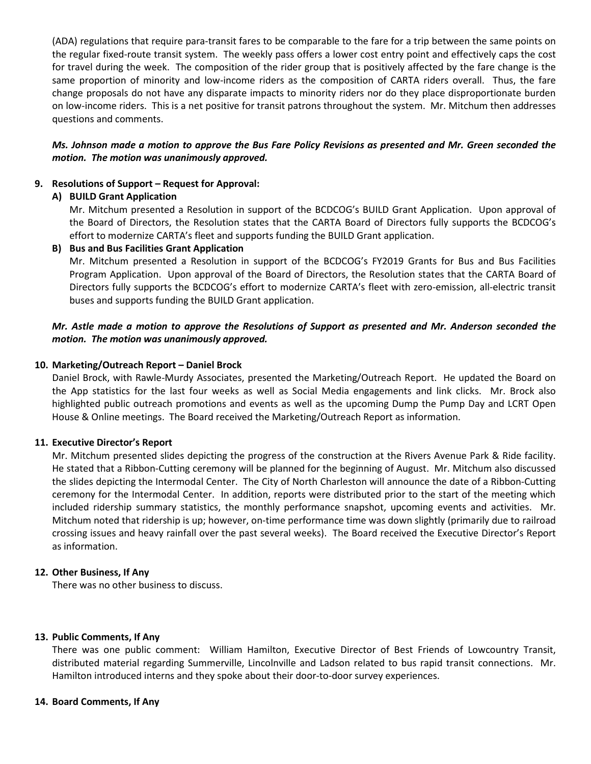(ADA) regulations that require para-transit fares to be comparable to the fare for a trip between the same points on the regular fixed-route transit system. The weekly pass offers a lower cost entry point and effectively caps the cost for travel during the week. The composition of the rider group that is positively affected by the fare change is the same proportion of minority and low-income riders as the composition of CARTA riders overall. Thus, the fare change proposals do not have any disparate impacts to minority riders nor do they place disproportionate burden on low-income riders. This is a net positive for transit patrons throughout the system. Mr. Mitchum then addresses questions and comments.

***Ms. Johnson made a motion to approve the Bus Fare Policy Revisions as presented and Mr. Green seconded the motion. The motion was unanimously approved.***

**9. Resolutions of Support – Request for Approval:**

**A) BUILD Grant Application**

Mr. Mitchum presented a Resolution in support of the BCDCOG's BUILD Grant Application. Upon approval of the Board of Directors, the Resolution states that the CARTA Board of Directors fully supports the BCDCOG's effort to modernize CARTA's fleet and supports funding the BUILD Grant application.

**B) Bus and Bus Facilities Grant Application**

Mr. Mitchum presented a Resolution in support of the BCDCOG's FY2019 Grants for Bus and Bus Facilities Program Application. Upon approval of the Board of Directors, the Resolution states that the CARTA Board of Directors fully supports the BCDCOG's effort to modernize CARTA's fleet with zero-emission, all-electric transit buses and supports funding the BUILD Grant application.

***Mr. Astle made a motion to approve the Resolutions of Support as presented and Mr. Anderson seconded the motion. The motion was unanimously approved.***

**10. Marketing/Outreach Report – Daniel Brock**

Daniel Brock, with Rawle-Murdy Associates, presented the Marketing/Outreach Report. He updated the Board on the App statistics for the last four weeks as well as Social Media engagements and link clicks. Mr. Brock also highlighted public outreach promotions and events as well as the upcoming Dump the Pump Day and LCRT Open House & Online meetings. The Board received the Marketing/Outreach Report as information.

**11. Executive Director's Report**

Mr. Mitchum presented slides depicting the progress of the construction at the Rivers Avenue Park & Ride facility. He stated that a Ribbon-Cutting ceremony will be planned for the beginning of August. Mr. Mitchum also discussed the slides depicting the Intermodal Center. The City of North Charleston will announce the date of a Ribbon-Cutting ceremony for the Intermodal Center. In addition, reports were distributed prior to the start of the meeting which included ridership summary statistics, the monthly performance snapshot, upcoming events and activities. Mr. Mitchum noted that ridership is up; however, on-time performance time was down slightly (primarily due to railroad crossing issues and heavy rainfall over the past several weeks). The Board received the Executive Director's Report as information.

**12. Other Business, If Any**

There was no other business to discuss.

**13. Public Comments, If Any**

There was one public comment: William Hamilton, Executive Director of Best Friends of Lowcountry Transit, distributed material regarding Summerville, Lincolnville and Ladson related to bus rapid transit connections. Mr. Hamilton introduced interns and they spoke about their door-to-door survey experiences.

**14. Board Comments, If Any**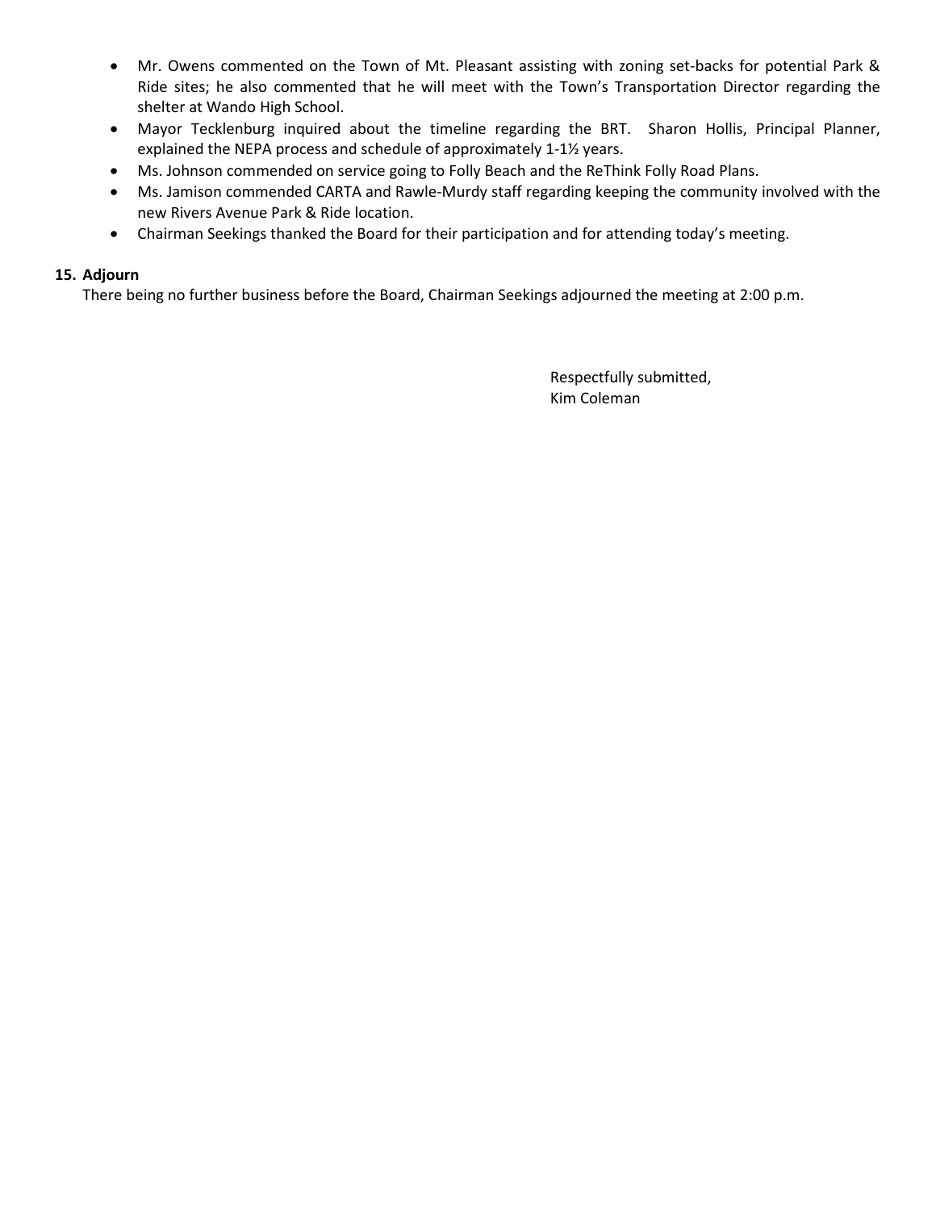- Mr. Owens commented on the Town of Mt. Pleasant assisting with zoning set-backs for potential Park & Ride sites; he also commented that he will meet with the Town's Transportation Director regarding the shelter at Wando High School.
- Mayor Tecklenburg inquired about the timeline regarding the BRT. Sharon Hollis, Principal Planner, explained the NEPA process and schedule of approximately 1-1½ years.
- Ms. Johnson commended on service going to Folly Beach and the ReThink Folly Road Plans.
- Ms. Jamison commended CARTA and Rawle-Murdy staff regarding keeping the community involved with the new Rivers Avenue Park & Ride location.
- Chairman Seekings thanked the Board for their participation and for attending today's meeting.

**15. Adjourn**

There being no further business before the Board, Chairman Seekings adjourned the meeting at 2:00 p.m.

Respectfully submitted,
Kim Coleman